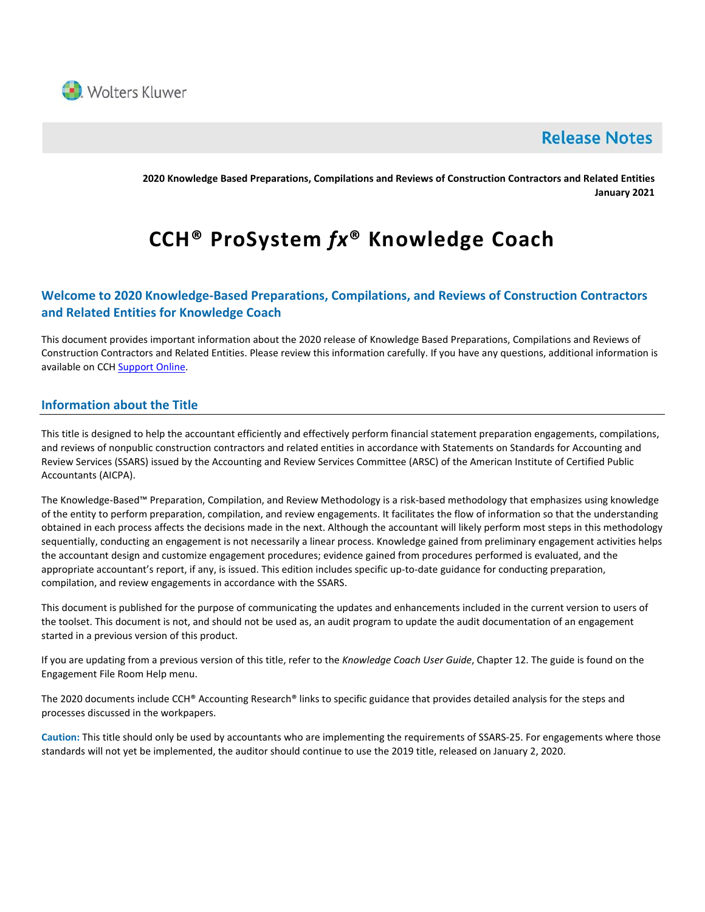Wolters Kluwer

# Release Notes

**2020 Knowledge Based Preparations, Compilations and Reviews of Construction Contractors and Related Entities**
**January 2021**

# CCH® ProSystem *fx*® Knowledge Coach

## Welcome to 2020 Knowledge-Based Preparations, Compilations, and Reviews of Construction Contractors and Related Entities for Knowledge Coach

This document provides important information about the 2020 release of Knowledge Based Preparations, Compilations and Reviews of Construction Contractors and Related Entities. Please review this information carefully. If you have any questions, additional information is available on CCH Support Online.

## Information about the Title

This title is designed to help the accountant efficiently and effectively perform financial statement preparation engagements, compilations, and reviews of nonpublic construction contractors and related entities in accordance with Statements on Standards for Accounting and Review Services (SSARS) issued by the Accounting and Review Services Committee (ARSC) of the American Institute of Certified Public Accountants (AICPA).

The Knowledge-Based™ Preparation, Compilation, and Review Methodology is a risk-based methodology that emphasizes using knowledge of the entity to perform preparation, compilation, and review engagements. It facilitates the flow of information so that the understanding obtained in each process affects the decisions made in the next. Although the accountant will likely perform most steps in this methodology sequentially, conducting an engagement is not necessarily a linear process. Knowledge gained from preliminary engagement activities helps the accountant design and customize engagement procedures; evidence gained from procedures performed is evaluated, and the appropriate accountant's report, if any, is issued. This edition includes specific up-to-date guidance for conducting preparation, compilation, and review engagements in accordance with the SSARS.

This document is published for the purpose of communicating the updates and enhancements included in the current version to users of the toolset. This document is not, and should not be used as, an audit program to update the audit documentation of an engagement started in a previous version of this product.

If you are updating from a previous version of this title, refer to the *Knowledge Coach User Guide*, Chapter 12. The guide is found on the Engagement File Room Help menu.

The 2020 documents include CCH® Accounting Research® links to specific guidance that provides detailed analysis for the steps and processes discussed in the workpapers.

**Caution:** This title should only be used by accountants who are implementing the requirements of SSARS-25. For engagements where those standards will not yet be implemented, the auditor should continue to use the 2019 title, released on January 2, 2020.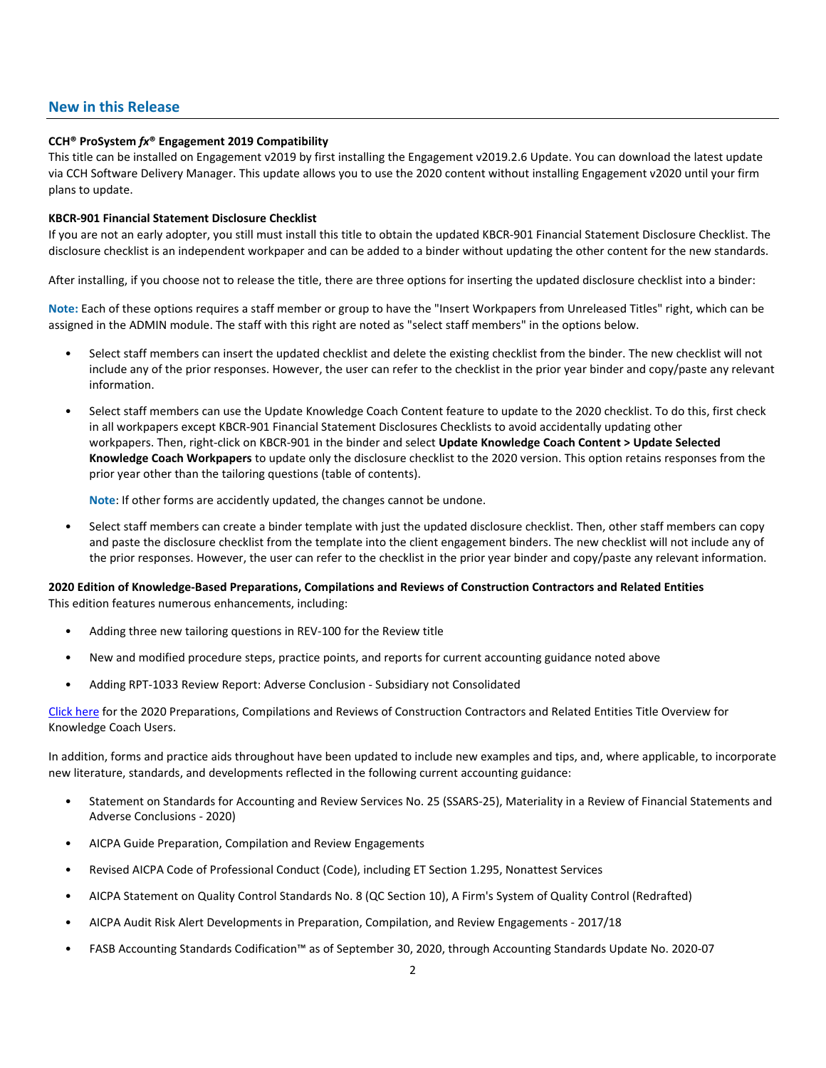## New in this Release

**CCH® ProSystem *fx*® Engagement 2019 Compatibility**

This title can be installed on Engagement v2019 by first installing the Engagement v2019.2.6 Update. You can download the latest update via CCH Software Delivery Manager. This update allows you to use the 2020 content without installing Engagement v2020 until your firm plans to update.

**KBCR-901 Financial Statement Disclosure Checklist**

If you are not an early adopter, you still must install this title to obtain the updated KBCR-901 Financial Statement Disclosure Checklist. The disclosure checklist is an independent workpaper and can be added to a binder without updating the other content for the new standards.

After installing, if you choose not to release the title, there are three options for inserting the updated disclosure checklist into a binder:

**Note:** Each of these options requires a staff member or group to have the "Insert Workpapers from Unreleased Titles" right, which can be assigned in the ADMIN module. The staff with this right are noted as "select staff members" in the options below.

- Select staff members can insert the updated checklist and delete the existing checklist from the binder. The new checklist will not include any of the prior responses. However, the user can refer to the checklist in the prior year binder and copy/paste any relevant information.
- Select staff members can use the Update Knowledge Coach Content feature to update to the 2020 checklist. To do this, first check in all workpapers except KBCR-901 Financial Statement Disclosures Checklists to avoid accidentally updating other workpapers. Then, right-click on KBCR-901 in the binder and select **Update Knowledge Coach Content > Update Selected Knowledge Coach Workpapers** to update only the disclosure checklist to the 2020 version. This option retains responses from the prior year other than the tailoring questions (table of contents).

  **Note**: If other forms are accidently updated, the changes cannot be undone.
- Select staff members can create a binder template with just the updated disclosure checklist. Then, other staff members can copy and paste the disclosure checklist from the template into the client engagement binders. The new checklist will not include any of the prior responses. However, the user can refer to the checklist in the prior year binder and copy/paste any relevant information.

**2020 Edition of Knowledge-Based Preparations, Compilations and Reviews of Construction Contractors and Related Entities**

This edition features numerous enhancements, including:

- Adding three new tailoring questions in REV-100 for the Review title
- New and modified procedure steps, practice points, and reports for current accounting guidance noted above
- Adding RPT-1033 Review Report: Adverse Conclusion - Subsidiary not Consolidated

Click here for the 2020 Preparations, Compilations and Reviews of Construction Contractors and Related Entities Title Overview for Knowledge Coach Users.

In addition, forms and practice aids throughout have been updated to include new examples and tips, and, where applicable, to incorporate new literature, standards, and developments reflected in the following current accounting guidance:

- Statement on Standards for Accounting and Review Services No. 25 (SSARS-25), Materiality in a Review of Financial Statements and Adverse Conclusions - 2020)
- AICPA Guide Preparation, Compilation and Review Engagements
- Revised AICPA Code of Professional Conduct (Code), including ET Section 1.295, Nonattest Services
- AICPA Statement on Quality Control Standards No. 8 (QC Section 10), A Firm's System of Quality Control (Redrafted)
- AICPA Audit Risk Alert Developments in Preparation, Compilation, and Review Engagements - 2017/18
- FASB Accounting Standards Codification™ as of September 30, 2020, through Accounting Standards Update No. 2020-07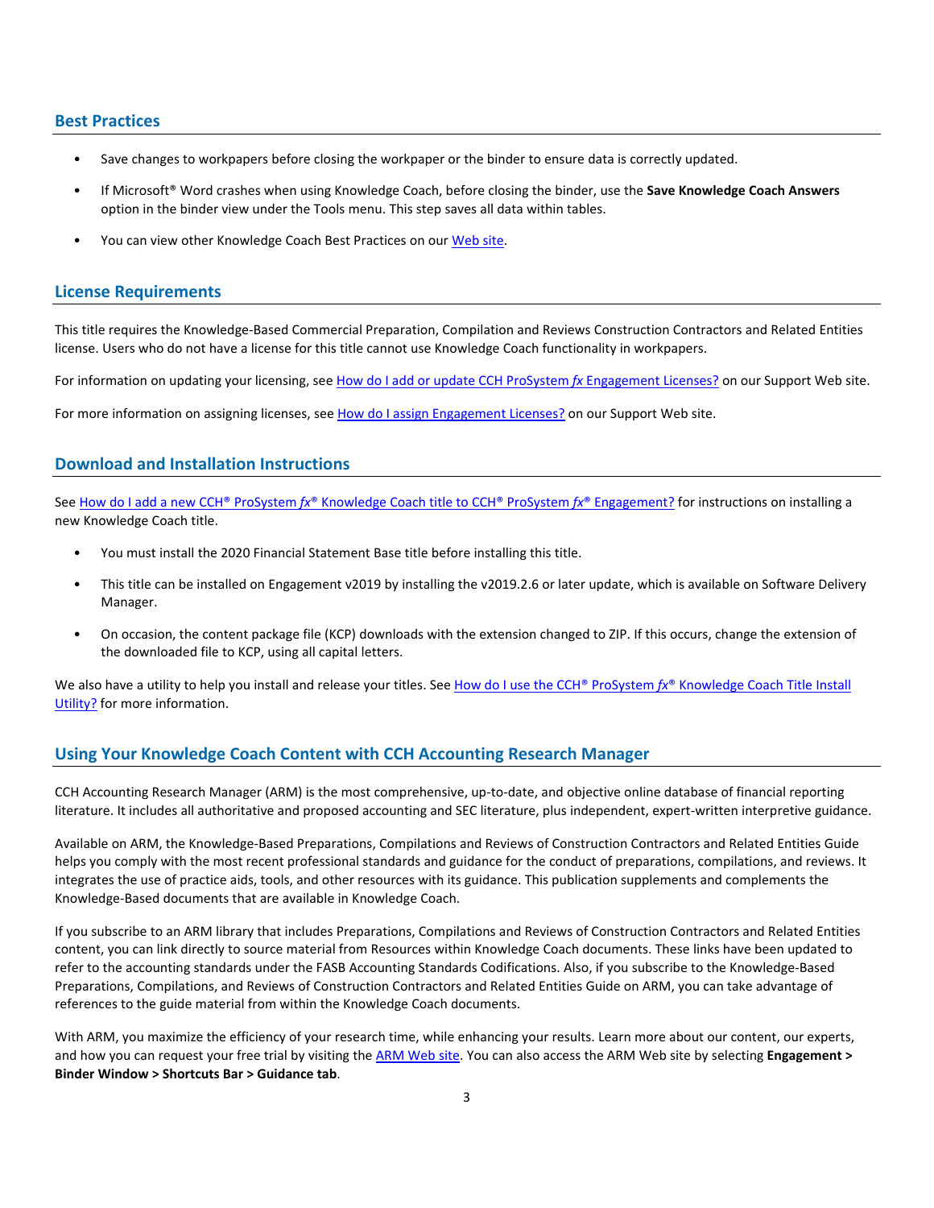## Best Practices

- Save changes to workpapers before closing the workpaper or the binder to ensure data is correctly updated.
- If Microsoft® Word crashes when using Knowledge Coach, before closing the binder, use the **Save Knowledge Coach Answers** option in the binder view under the Tools menu. This step saves all data within tables.
- You can view other Knowledge Coach Best Practices on our [Web site](#).

## License Requirements

This title requires the Knowledge-Based Commercial Preparation, Compilation and Reviews Construction Contractors and Related Entities license. Users who do not have a license for this title cannot use Knowledge Coach functionality in workpapers.

For information on updating your licensing, see [How do I add or update CCH ProSystem *fx* Engagement Licenses?](#) on our Support Web site.

For more information on assigning licenses, see [How do I assign Engagement Licenses?](#) on our Support Web site.

## Download and Installation Instructions

See [How do I add a new CCH® ProSystem *fx*® Knowledge Coach title to CCH® ProSystem *fx*® Engagement?](#) for instructions on installing a new Knowledge Coach title.

- You must install the 2020 Financial Statement Base title before installing this title.
- This title can be installed on Engagement v2019 by installing the v2019.2.6 or later update, which is available on Software Delivery Manager.
- On occasion, the content package file (KCP) downloads with the extension changed to ZIP. If this occurs, change the extension of the downloaded file to KCP, using all capital letters.

We also have a utility to help you install and release your titles. See [How do I use the CCH® ProSystem *fx*® Knowledge Coach Title Install Utility?](#) for more information.

## Using Your Knowledge Coach Content with CCH Accounting Research Manager

CCH Accounting Research Manager (ARM) is the most comprehensive, up-to-date, and objective online database of financial reporting literature. It includes all authoritative and proposed accounting and SEC literature, plus independent, expert-written interpretive guidance.

Available on ARM, the Knowledge-Based Preparations, Compilations and Reviews of Construction Contractors and Related Entities Guide helps you comply with the most recent professional standards and guidance for the conduct of preparations, compilations, and reviews. It integrates the use of practice aids, tools, and other resources with its guidance. This publication supplements and complements the Knowledge-Based documents that are available in Knowledge Coach.

If you subscribe to an ARM library that includes Preparations, Compilations and Reviews of Construction Contractors and Related Entities content, you can link directly to source material from Resources within Knowledge Coach documents. These links have been updated to refer to the accounting standards under the FASB Accounting Standards Codifications. Also, if you subscribe to the Knowledge-Based Preparations, Compilations, and Reviews of Construction Contractors and Related Entities Guide on ARM, you can take advantage of references to the guide material from within the Knowledge Coach documents.

With ARM, you maximize the efficiency of your research time, while enhancing your results. Learn more about our content, our experts, and how you can request your free trial by visiting the [ARM Web site](#). You can also access the ARM Web site by selecting **Engagement > Binder Window > Shortcuts Bar > Guidance tab**.